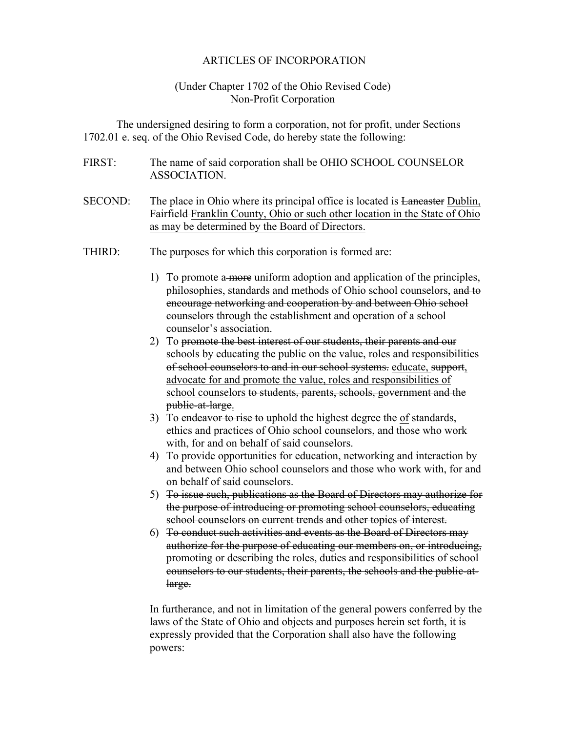# ARTICLES OF INCORPORATION

(Under Chapter 1702 of the Ohio Revised Code)
Non-Profit Corporation

The undersigned desiring to form a corporation, not for profit, under Sections 1702.01 e. seq. of the Ohio Revised Code, do hereby state the following:

FIRST: The name of said corporation shall be OHIO SCHOOL COUNSELOR ASSOCIATION.

SECOND: The place in Ohio where its principal office is located is ~~Lancaster~~ <u>Dublin,</u> ~~Fairfield~~ <u>Franklin County, Ohio or such other location in the State of Ohio as may be determined by the Board of Directors.</u>

THIRD: The purposes for which this corporation is formed are:

1) To promote a ~~more~~ uniform adoption and application of the principles, philosophies, standards and methods of Ohio school counselors, ~~and to encourage networking and cooperation by and between Ohio school counselors~~ through the establishment and operation of a school counselor's association.
2) To ~~promote the best interest of our students, their parents and our schools by educating the public on the value, roles and responsibilities of school counselors to and in our school systems.~~ <u>educate,</u> ~~support~~<u>,</u> <u>advocate for and promote the value, roles and responsibilities of school counselors</u> ~~to students, parents, schools, government and the public-at-large~~<u>.</u>
3) To ~~endeavor to rise to~~ uphold the highest degree ~~the~~ <u>of</u> standards, ethics and practices of Ohio school counselors, and those who work with, for and on behalf of said counselors.
4) To provide opportunities for education, networking and interaction by and between Ohio school counselors and those who work with, for and on behalf of said counselors.
5) ~~To issue such, publications as the Board of Directors may authorize for the purpose of introducing or promoting school counselors, educating school counselors on current trends and other topics of interest.~~
6) ~~To conduct such activities and events as the Board of Directors may authorize for the purpose of educating our members on, or introducing, promoting or describing the roles, duties and responsibilities of school counselors to our students, their parents, the schools and the public-at-large.~~

In furtherance, and not in limitation of the general powers conferred by the laws of the State of Ohio and objects and purposes herein set forth, it is expressly provided that the Corporation shall also have the following powers: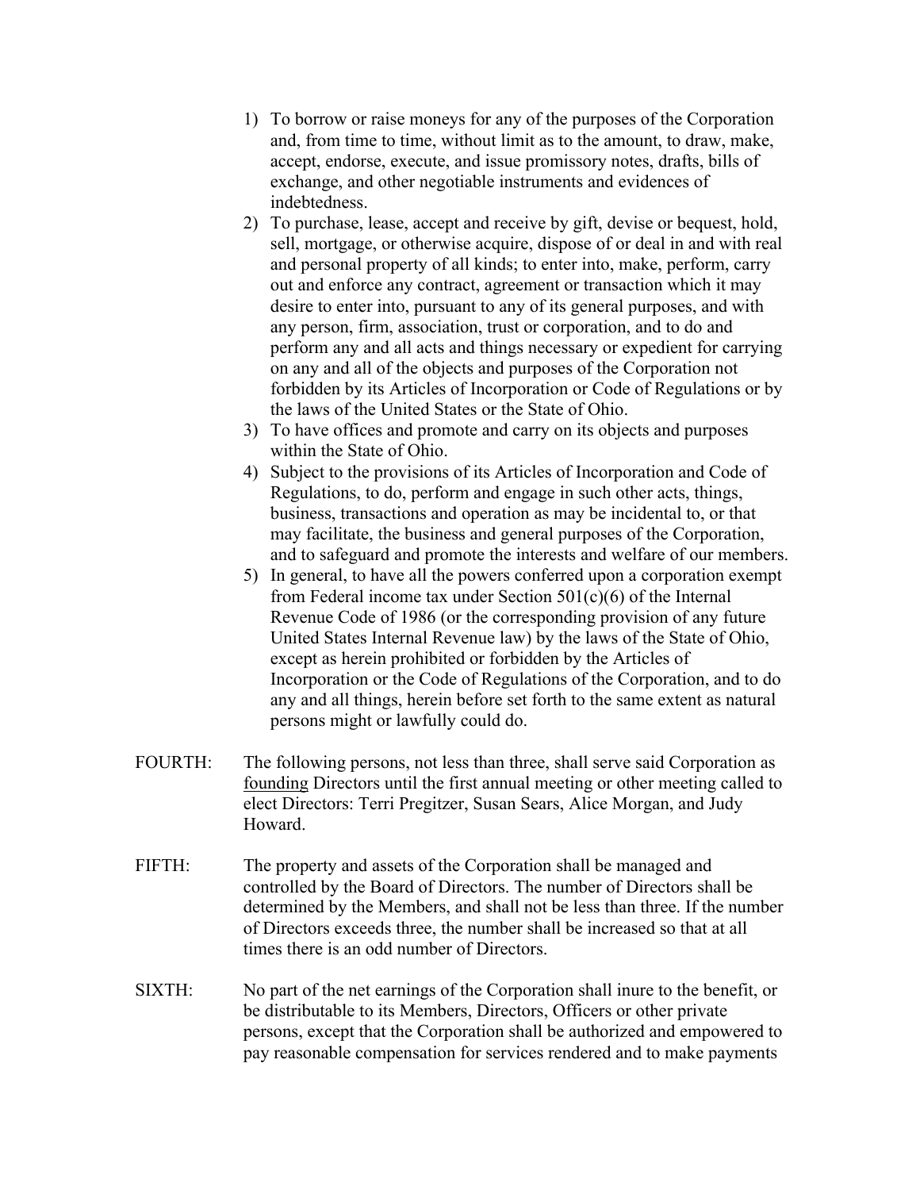1) To borrow or raise moneys for any of the purposes of the Corporation and, from time to time, without limit as to the amount, to draw, make, accept, endorse, execute, and issue promissory notes, drafts, bills of exchange, and other negotiable instruments and evidences of indebtedness.
2) To purchase, lease, accept and receive by gift, devise or bequest, hold, sell, mortgage, or otherwise acquire, dispose of or deal in and with real and personal property of all kinds; to enter into, make, perform, carry out and enforce any contract, agreement or transaction which it may desire to enter into, pursuant to any of its general purposes, and with any person, firm, association, trust or corporation, and to do and perform any and all acts and things necessary or expedient for carrying on any and all of the objects and purposes of the Corporation not forbidden by its Articles of Incorporation or Code of Regulations or by the laws of the United States or the State of Ohio.
3) To have offices and promote and carry on its objects and purposes within the State of Ohio.
4) Subject to the provisions of its Articles of Incorporation and Code of Regulations, to do, perform and engage in such other acts, things, business, transactions and operation as may be incidental to, or that may facilitate, the business and general purposes of the Corporation, and to safeguard and promote the interests and welfare of our members.
5) In general, to have all the powers conferred upon a corporation exempt from Federal income tax under Section 501(c)(6) of the Internal Revenue Code of 1986 (or the corresponding provision of any future United States Internal Revenue law) by the laws of the State of Ohio, except as herein prohibited or forbidden by the Articles of Incorporation or the Code of Regulations of the Corporation, and to do any and all things, herein before set forth to the same extent as natural persons might or lawfully could do.

FOURTH: The following persons, not less than three, shall serve said Corporation as <u>founding</u> Directors until the first annual meeting or other meeting called to elect Directors: Terri Pregitzer, Susan Sears, Alice Morgan, and Judy Howard.

FIFTH: The property and assets of the Corporation shall be managed and controlled by the Board of Directors. The number of Directors shall be determined by the Members, and shall not be less than three. If the number of Directors exceeds three, the number shall be increased so that at all times there is an odd number of Directors.

SIXTH: No part of the net earnings of the Corporation shall inure to the benefit, or be distributable to its Members, Directors, Officers or other private persons, except that the Corporation shall be authorized and empowered to pay reasonable compensation for services rendered and to make payments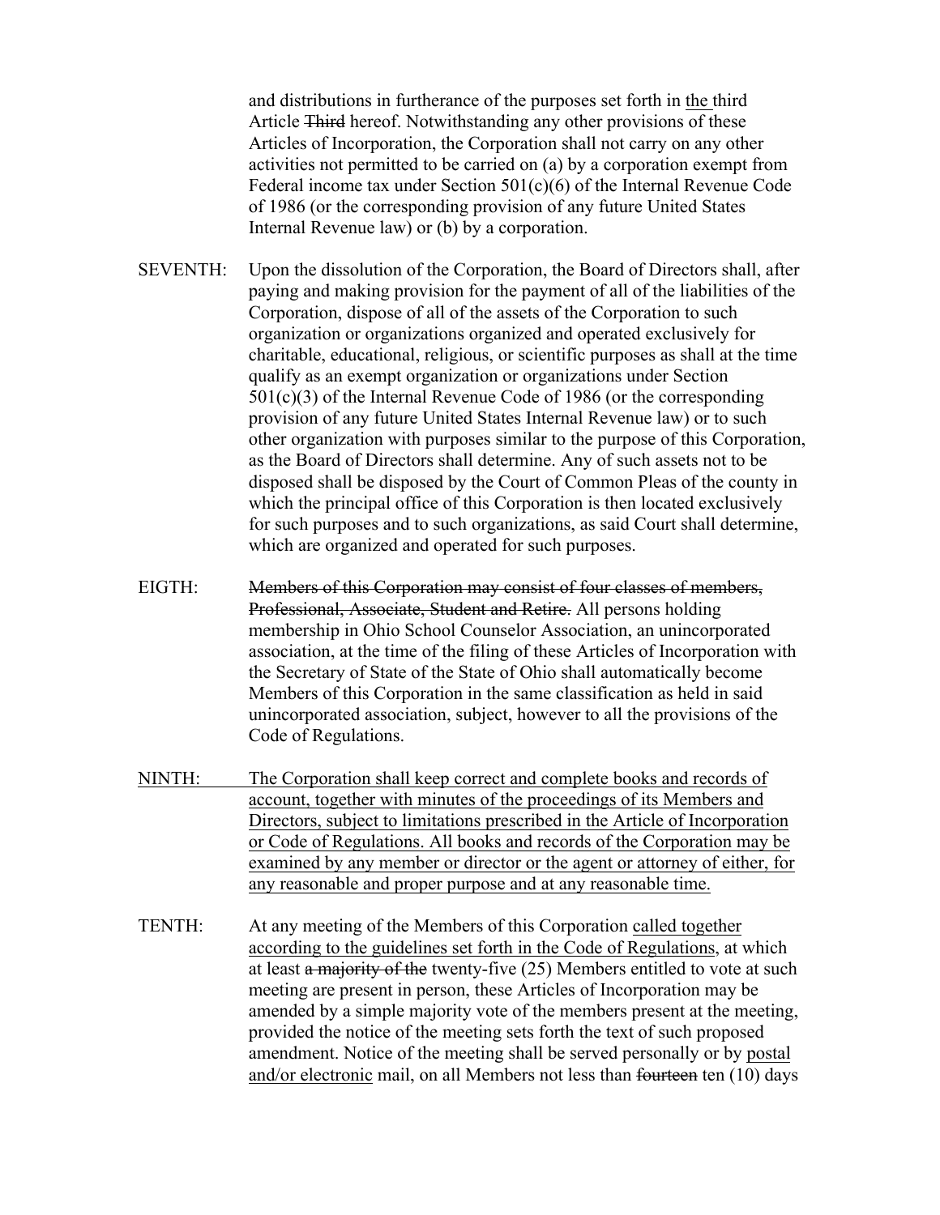and distributions in furtherance of the purposes set forth in <u>the</u> third Article ~~Third~~ hereof. Notwithstanding any other provisions of these Articles of Incorporation, the Corporation shall not carry on any other activities not permitted to be carried on (a) by a corporation exempt from Federal income tax under Section 501(c)(6) of the Internal Revenue Code of 1986 (or the corresponding provision of any future United States Internal Revenue law) or (b) by a corporation.

SEVENTH: Upon the dissolution of the Corporation, the Board of Directors shall, after paying and making provision for the payment of all of the liabilities of the Corporation, dispose of all of the assets of the Corporation to such organization or organizations organized and operated exclusively for charitable, educational, religious, or scientific purposes as shall at the time qualify as an exempt organization or organizations under Section 501(c)(3) of the Internal Revenue Code of 1986 (or the corresponding provision of any future United States Internal Revenue law) or to such other organization with purposes similar to the purpose of this Corporation, as the Board of Directors shall determine. Any of such assets not to be disposed shall be disposed by the Court of Common Pleas of the county in which the principal office of this Corporation is then located exclusively for such purposes and to such organizations, as said Court shall determine, which are organized and operated for such purposes.

EIGTH: ~~Members of this Corporation may consist of four classes of members, Professional, Associate, Student and Retire.~~ All persons holding membership in Ohio School Counselor Association, an unincorporated association, at the time of the filing of these Articles of Incorporation with the Secretary of State of the State of Ohio shall automatically become Members of this Corporation in the same classification as held in said unincorporated association, subject, however to all the provisions of the Code of Regulations.

<u>NINTH: The Corporation shall keep correct and complete books and records of account, together with minutes of the proceedings of its Members and Directors, subject to limitations prescribed in the Article of Incorporation or Code of Regulations. All books and records of the Corporation may be examined by any member or director or the agent or attorney of either, for any reasonable and proper purpose and at any reasonable time.</u>

TENTH: At any meeting of the Members of this Corporation <u>called together according to the guidelines set forth in the Code of Regulations</u>, at which at least ~~a majority of the~~ twenty-five (25) Members entitled to vote at such meeting are present in person, these Articles of Incorporation may be amended by a simple majority vote of the members present at the meeting, provided the notice of the meeting sets forth the text of such proposed amendment. Notice of the meeting shall be served personally or by <u>postal and/or electronic</u> mail, on all Members not less than ~~fourteen~~ ten (10) days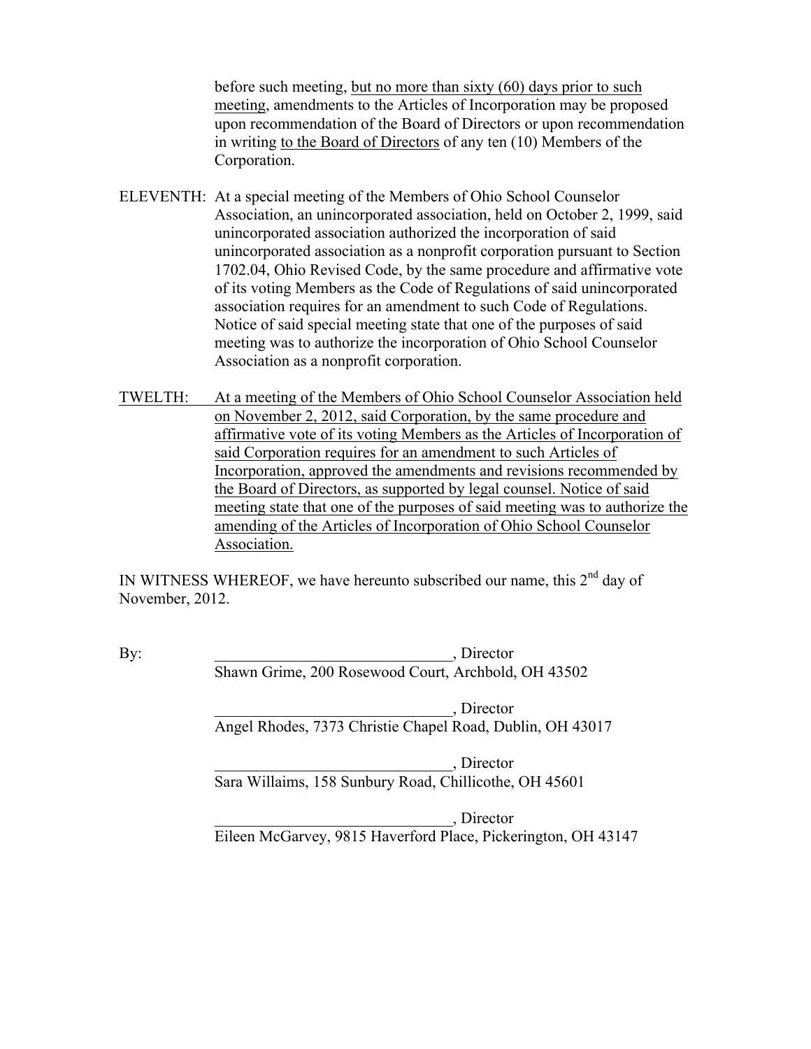before such meeting, <u>but no more than sixty (60) days prior to such meeting</u>, amendments to the Articles of Incorporation may be proposed upon recommendation of the Board of Directors or upon recommendation in writing <u>to the Board of Directors</u> of any ten (10) Members of the Corporation.

ELEVENTH: At a special meeting of the Members of Ohio School Counselor Association, an unincorporated association, held on October 2, 1999, said unincorporated association authorized the incorporation of said unincorporated association as a nonprofit corporation pursuant to Section 1702.04, Ohio Revised Code, by the same procedure and affirmative vote of its voting Members as the Code of Regulations of said unincorporated association requires for an amendment to such Code of Regulations. Notice of said special meeting state that one of the purposes of said meeting was to authorize the incorporation of Ohio School Counselor Association as a nonprofit corporation.

<u>TWELTH: At a meeting of the Members of Ohio School Counselor Association held on November 2, 2012, said Corporation, by the same procedure and affirmative vote of its voting Members as the Articles of Incorporation of said Corporation requires for an amendment to such Articles of Incorporation, approved the amendments and revisions recommended by the Board of Directors, as supported by legal counsel. Notice of said meeting state that one of the purposes of said meeting was to authorize the amending of the Articles of Incorporation of Ohio School Counselor Association.</u>

IN WITNESS WHEREOF, we have hereunto subscribed our name, this 2nd day of November, 2012.

By: ______________________________, Director
Shawn Grime, 200 Rosewood Court, Archbold, OH 43502

______________________________, Director
Angel Rhodes, 7373 Christie Chapel Road, Dublin, OH 43017

______________________________, Director
Sara Willaims, 158 Sunbury Road, Chillicothe, OH 45601

______________________________, Director
Eileen McGarvey, 9815 Haverford Place, Pickerington, OH 43147